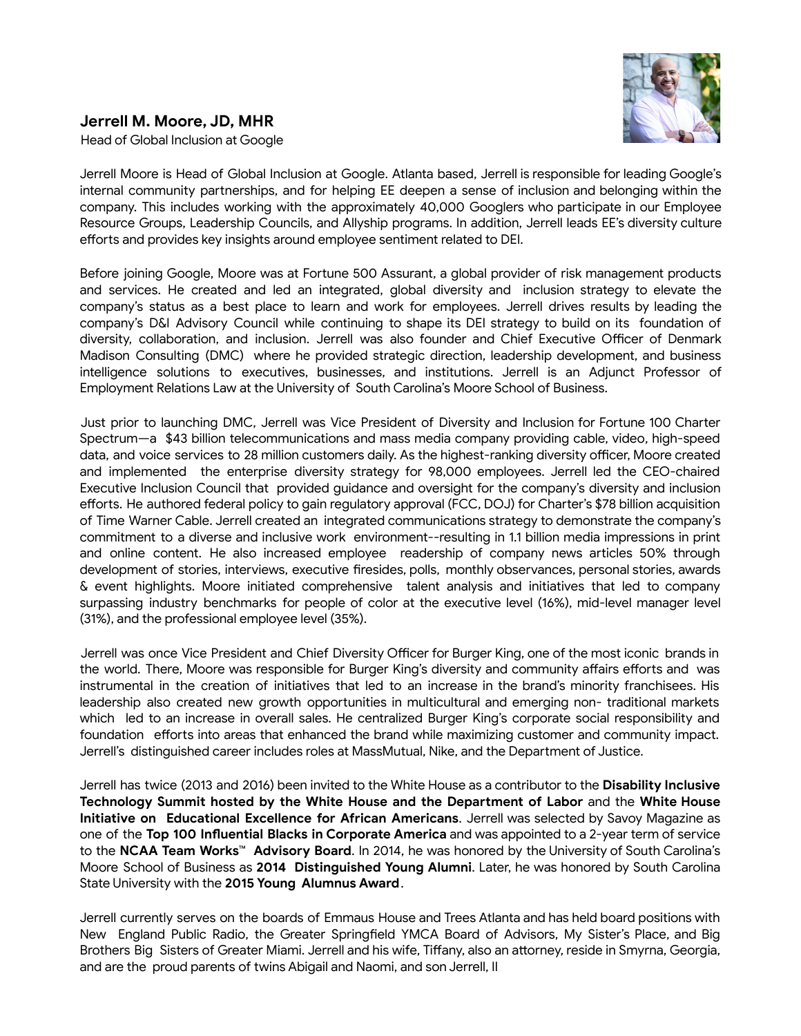**Jerrell M. Moore, JD, MHR**

Head of Global Inclusion at Google

Jerrell Moore is Head of Global Inclusion at Google. Atlanta based, Jerrell is responsible for leading Google's internal community partnerships, and for helping EE deepen a sense of inclusion and belonging within the company. This includes working with the approximately 40,000 Googlers who participate in our Employee Resource Groups, Leadership Councils, and Allyship programs. In addition, Jerrell leads EE's diversity culture efforts and provides key insights around employee sentiment related to DEI.

Before joining Google, Moore was at Fortune 500 Assurant, a global provider of risk management products and services. He created and led an integrated, global diversity and inclusion strategy to elevate the company's status as a best place to learn and work for employees. Jerrell drives results by leading the company's D&I Advisory Council while continuing to shape its DEI strategy to build on its foundation of diversity, collaboration, and inclusion. Jerrell was also founder and Chief Executive Officer of Denmark Madison Consulting (DMC) where he provided strategic direction, leadership development, and business intelligence solutions to executives, businesses, and institutions. Jerrell is an Adjunct Professor of Employment Relations Law at the University of South Carolina's Moore School of Business.

Just prior to launching DMC, Jerrell was Vice President of Diversity and Inclusion for Fortune 100 Charter Spectrum—a $43 billion telecommunications and mass media company providing cable, video, high-speed data, and voice services to 28 million customers daily. As the highest-ranking diversity officer, Moore created and implemented the enterprise diversity strategy for 98,000 employees. Jerrell led the CEO-chaired Executive Inclusion Council that provided guidance and oversight for the company's diversity and inclusion efforts. He authored federal policy to gain regulatory approval (FCC, DOJ) for Charter's $78 billion acquisition of Time Warner Cable. Jerrell created an integrated communications strategy to demonstrate the company's commitment to a diverse and inclusive work environment--resulting in 1.1 billion media impressions in print and online content. He also increased employee readership of company news articles 50% through development of stories, interviews, executive firesides, polls, monthly observances, personal stories, awards & event highlights. Moore initiated comprehensive talent analysis and initiatives that led to company surpassing industry benchmarks for people of color at the executive level (16%), mid-level manager level (31%), and the professional employee level (35%).

Jerrell was once Vice President and Chief Diversity Officer for Burger King, one of the most iconic brands in the world. There, Moore was responsible for Burger King's diversity and community affairs efforts and was instrumental in the creation of initiatives that led to an increase in the brand's minority franchisees. His leadership also created new growth opportunities in multicultural and emerging non- traditional markets which led to an increase in overall sales. He centralized Burger King's corporate social responsibility and foundation efforts into areas that enhanced the brand while maximizing customer and community impact. Jerrell's distinguished career includes roles at MassMutual, Nike, and the Department of Justice.

Jerrell has twice (2013 and 2016) been invited to the White House as a contributor to the **Disability Inclusive Technology Summit hosted by the White House and the Department of Labor** and the **White House Initiative on Educational Excellence for African Americans**. Jerrell was selected by Savoy Magazine as one of the **Top 100 Influential Blacks in Corporate America** and was appointed to a 2-year term of service to the **NCAA Team Works™ Advisory Board**. In 2014, he was honored by the University of South Carolina's Moore School of Business as **2014 Distinguished Young Alumni**. Later, he was honored by South Carolina State University with the **2015 Young Alumnus Award**.

Jerrell currently serves on the boards of Emmaus House and Trees Atlanta and has held board positions with New England Public Radio, the Greater Springfield YMCA Board of Advisors, My Sister's Place, and Big Brothers Big Sisters of Greater Miami. Jerrell and his wife, Tiffany, also an attorney, reside in Smyrna, Georgia, and are the proud parents of twins Abigail and Naomi, and son Jerrell, II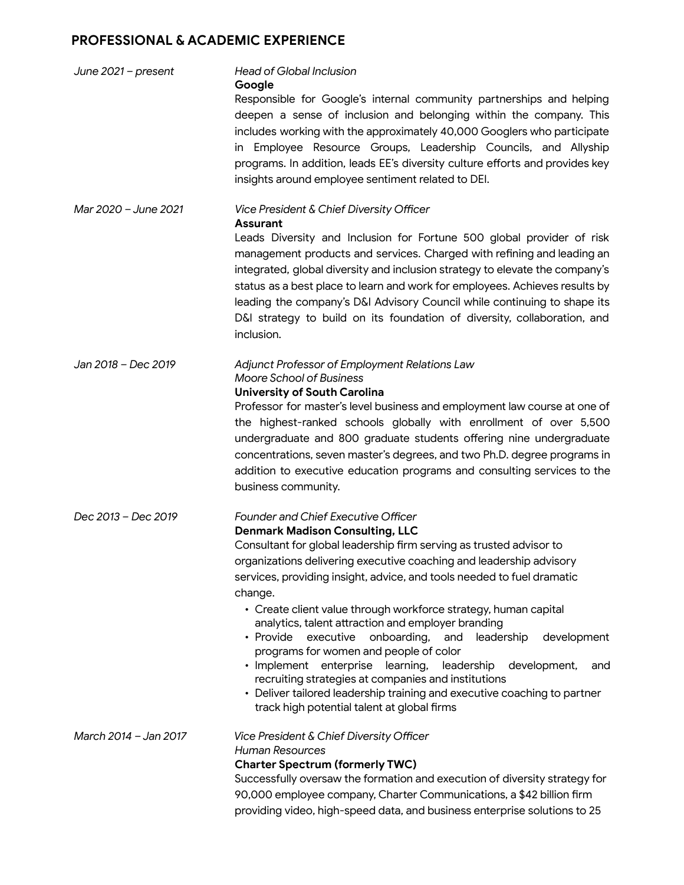## PROFESSIONAL & ACADEMIC EXPERIENCE

*June 2021 – present*

*Head of Global Inclusion*
**Google**
Responsible for Google's internal community partnerships and helping deepen a sense of inclusion and belonging within the company. This includes working with the approximately 40,000 Googlers who participate in Employee Resource Groups, Leadership Councils, and Allyship programs. In addition, leads EE's diversity culture efforts and provides key insights around employee sentiment related to DEI.

*Mar 2020 – June 2021*

*Vice President & Chief Diversity Officer*
**Assurant**
Leads Diversity and Inclusion for Fortune 500 global provider of risk management products and services. Charged with refining and leading an integrated, global diversity and inclusion strategy to elevate the company's status as a best place to learn and work for employees. Achieves results by leading the company's D&I Advisory Council while continuing to shape its D&I strategy to build on its foundation of diversity, collaboration, and inclusion.

*Jan 2018 – Dec 2019*

*Adjunct Professor of Employment Relations Law*
*Moore School of Business*
**University of South Carolina**
Professor for master's level business and employment law course at one of the highest-ranked schools globally with enrollment of over 5,500 undergraduate and 800 graduate students offering nine undergraduate concentrations, seven master's degrees, and two Ph.D. degree programs in addition to executive education programs and consulting services to the business community.

*Dec 2013 – Dec 2019*

*Founder and Chief Executive Officer*
**Denmark Madison Consulting, LLC**
Consultant for global leadership firm serving as trusted advisor to organizations delivering executive coaching and leadership advisory services, providing insight, advice, and tools needed to fuel dramatic change.

- Create client value through workforce strategy, human capital analytics, talent attraction and employer branding
- Provide executive onboarding, and leadership development programs for women and people of color
- Implement enterprise learning, leadership development, and recruiting strategies at companies and institutions
- Deliver tailored leadership training and executive coaching to partner track high potential talent at global firms

*March 2014 – Jan 2017*

*Vice President & Chief Diversity Officer*
*Human Resources*
**Charter Spectrum (formerly TWC)**
Successfully oversaw the formation and execution of diversity strategy for 90,000 employee company, Charter Communications, a $42 billion firm providing video, high-speed data, and business enterprise solutions to 25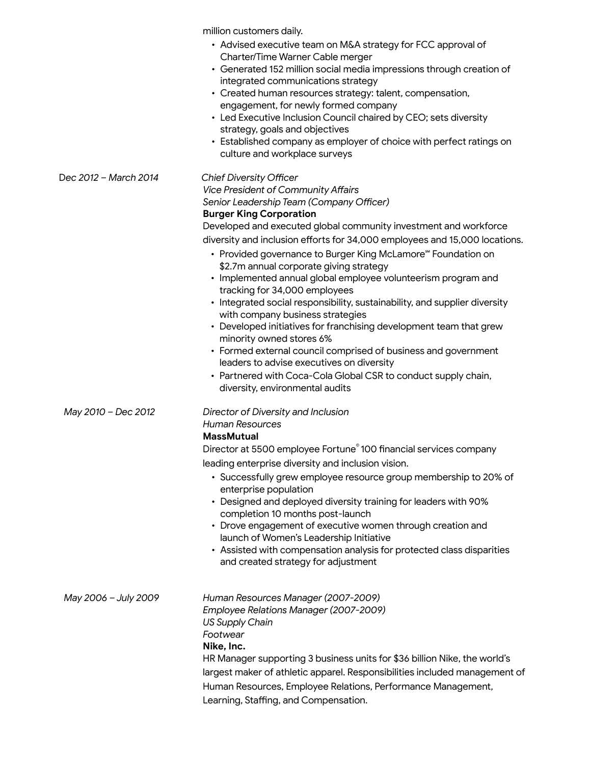million customers daily.

- Advised executive team on M&A strategy for FCC approval of Charter/Time Warner Cable merger
- Generated 152 million social media impressions through creation of integrated communications strategy
- Created human resources strategy: talent, compensation, engagement, for newly formed company
- Led Executive Inclusion Council chaired by CEO; sets diversity strategy, goals and objectives
- Established company as employer of choice with perfect ratings on culture and workplace surveys

*Dec 2012 – March 2014*

*Chief Diversity Officer*
*Vice President of Community Affairs*
*Senior Leadership Team (Company Officer)*
**Burger King Corporation**

Developed and executed global community investment and workforce diversity and inclusion efforts for 34,000 employees and 15,000 locations.

- Provided governance to Burger King McLamore℠ Foundation on $2.7m annual corporate giving strategy
- Implemented annual global employee volunteerism program and tracking for 34,000 employees
- Integrated social responsibility, sustainability, and supplier diversity with company business strategies
- Developed initiatives for franchising development team that grew minority owned stores 6%
- Formed external council comprised of business and government leaders to advise executives on diversity
- Partnered with Coca-Cola Global CSR to conduct supply chain, diversity, environmental audits

*May 2010 – Dec 2012*

*Director of Diversity and Inclusion*
*Human Resources*
**MassMutual**

Director at 5500 employee Fortune® 100 financial services company leading enterprise diversity and inclusion vision.

- Successfully grew employee resource group membership to 20% of enterprise population
- Designed and deployed diversity training for leaders with 90% completion 10 months post-launch
- Drove engagement of executive women through creation and launch of Women's Leadership Initiative
- Assisted with compensation analysis for protected class disparities and created strategy for adjustment

*May 2006 – July 2009*

*Human Resources Manager (2007-2009)*
*Employee Relations Manager (2007-2009)*
*US Supply Chain*
*Footwear*
**Nike, Inc.**

HR Manager supporting 3 business units for $36 billion Nike, the world's largest maker of athletic apparel. Responsibilities included management of Human Resources, Employee Relations, Performance Management, Learning, Staffing, and Compensation.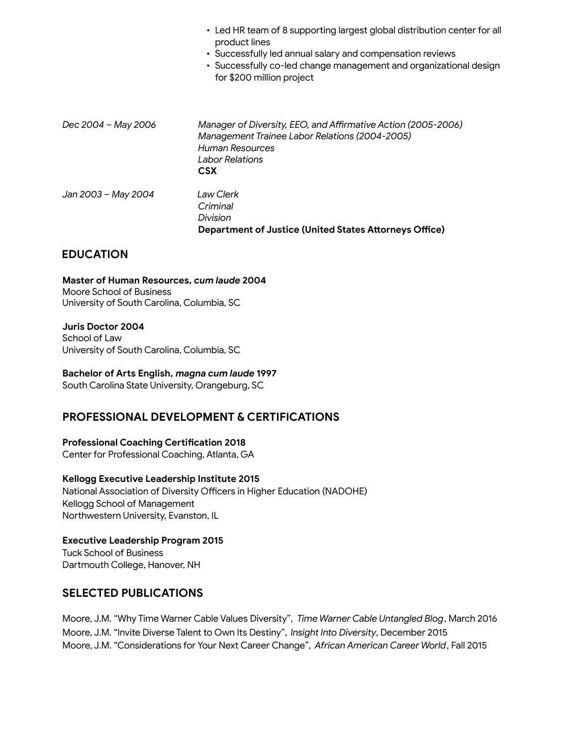- Led HR team of 8 supporting largest global distribution center for all product lines
- Successfully led annual salary and compensation reviews
- Successfully co-led change management and organizational design for $200 million project

*Dec 2004 – May 2006*
*Manager of Diversity, EEO, and Affirmative Action (2005-2006)*
*Management Trainee Labor Relations (2004-2005)*
*Human Resources*
*Labor Relations*
**CSX**

*Jan 2003 – May 2004*
*Law Clerk*
*Criminal*
*Division*
**Department of Justice (United States Attorneys Office)**

## EDUCATION

**Master of Human Resources, *cum laude* 2004**
Moore School of Business
University of South Carolina, Columbia, SC

**Juris Doctor 2004**
School of Law
University of South Carolina, Columbia, SC

**Bachelor of Arts English, *magna cum laude* 1997**
South Carolina State University, Orangeburg, SC

## PROFESSIONAL DEVELOPMENT & CERTIFICATIONS

**Professional Coaching Certification 2018**
Center for Professional Coaching, Atlanta, GA

**Kellogg Executive Leadership Institute 2015**
National Association of Diversity Officers in Higher Education (NADOHE)
Kellogg School of Management
Northwestern University, Evanston, IL

**Executive Leadership Program 2015**
Tuck School of Business
Dartmouth College, Hanover, NH

## SELECTED PUBLICATIONS

Moore, J.M. "Why Time Warner Cable Values Diversity", *Time Warner Cable Untangled Blog*, March 2016
Moore, J.M. "Invite Diverse Talent to Own Its Destiny", *Insight Into Diversity*, December 2015
Moore, J.M. "Considerations for Your Next Career Change", *African American Career World*, Fall 2015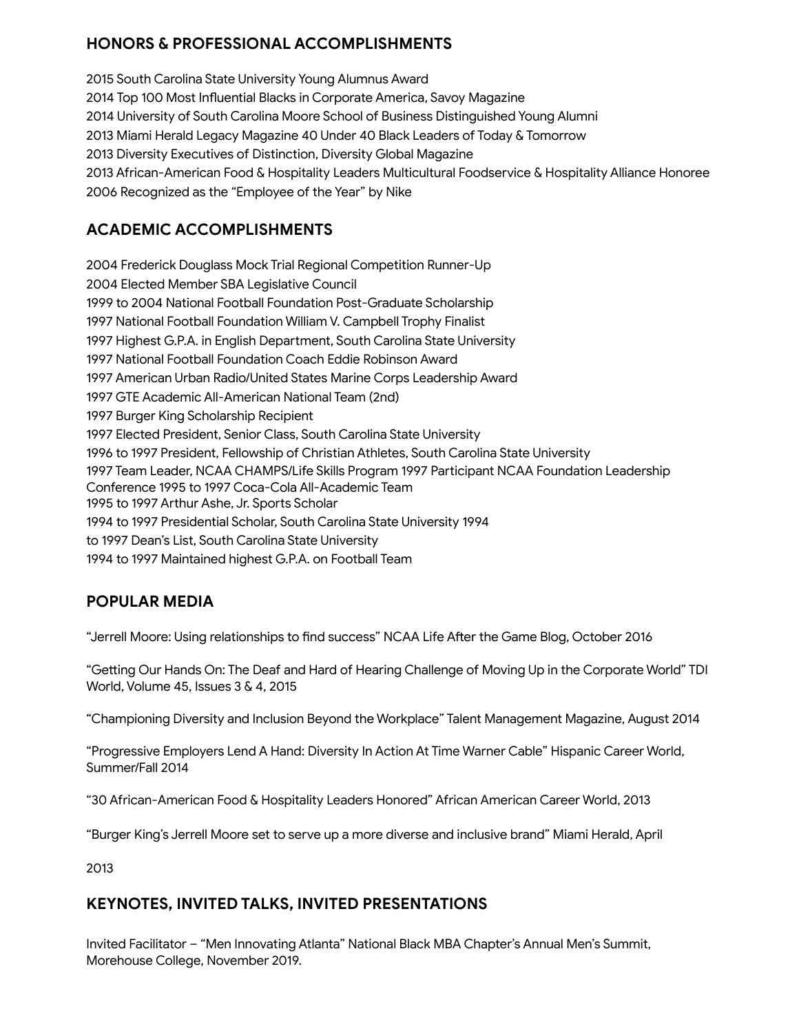## HONORS & PROFESSIONAL ACCOMPLISHMENTS

2015 South Carolina State University Young Alumnus Award
2014 Top 100 Most Influential Blacks in Corporate America, Savoy Magazine
2014 University of South Carolina Moore School of Business Distinguished Young Alumni
2013 Miami Herald Legacy Magazine 40 Under 40 Black Leaders of Today & Tomorrow
2013 Diversity Executives of Distinction, Diversity Global Magazine
2013 African-American Food & Hospitality Leaders Multicultural Foodservice & Hospitality Alliance Honoree
2006 Recognized as the "Employee of the Year" by Nike

## ACADEMIC ACCOMPLISHMENTS

2004 Frederick Douglass Mock Trial Regional Competition Runner-Up
2004 Elected Member SBA Legislative Council
1999 to 2004 National Football Foundation Post-Graduate Scholarship
1997 National Football Foundation William V. Campbell Trophy Finalist
1997 Highest G.P.A. in English Department, South Carolina State University
1997 National Football Foundation Coach Eddie Robinson Award
1997 American Urban Radio/United States Marine Corps Leadership Award
1997 GTE Academic All-American National Team (2nd)
1997 Burger King Scholarship Recipient
1997 Elected President, Senior Class, South Carolina State University
1996 to 1997 President, Fellowship of Christian Athletes, South Carolina State University
1997 Team Leader, NCAA CHAMPS/Life Skills Program 1997 Participant NCAA Foundation Leadership Conference 1995 to 1997 Coca-Cola All-Academic Team
1995 to 1997 Arthur Ashe, Jr. Sports Scholar
1994 to 1997 Presidential Scholar, South Carolina State University 1994 to 1997 Dean's List, South Carolina State University
1994 to 1997 Maintained highest G.P.A. on Football Team

## POPULAR MEDIA

"Jerrell Moore: Using relationships to find success" NCAA Life After the Game Blog, October 2016

"Getting Our Hands On: The Deaf and Hard of Hearing Challenge of Moving Up in the Corporate World" TDI World, Volume 45, Issues 3 & 4, 2015

"Championing Diversity and Inclusion Beyond the Workplace" Talent Management Magazine, August 2014

"Progressive Employers Lend A Hand: Diversity In Action At Time Warner Cable" Hispanic Career World, Summer/Fall 2014

"30 African-American Food & Hospitality Leaders Honored" African American Career World, 2013

"Burger King's Jerrell Moore set to serve up a more diverse and inclusive brand" Miami Herald, April 2013

## KEYNOTES, INVITED TALKS, INVITED PRESENTATIONS

Invited Facilitator – "Men Innovating Atlanta" National Black MBA Chapter's Annual Men's Summit, Morehouse College, November 2019.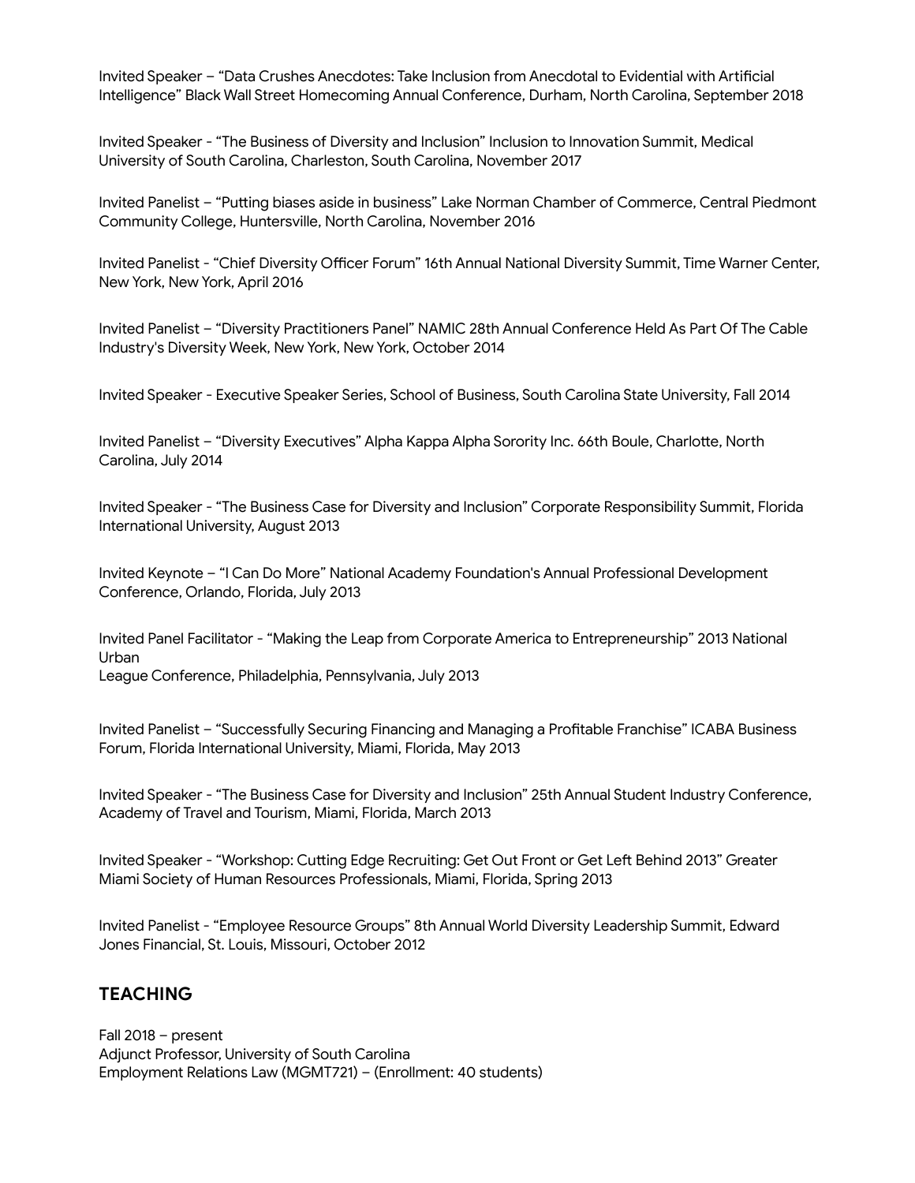Invited Speaker – “Data Crushes Anecdotes: Take Inclusion from Anecdotal to Evidential with Artificial Intelligence” Black Wall Street Homecoming Annual Conference, Durham, North Carolina, September 2018

Invited Speaker - “The Business of Diversity and Inclusion” Inclusion to Innovation Summit, Medical University of South Carolina, Charleston, South Carolina, November 2017

Invited Panelist – “Putting biases aside in business” Lake Norman Chamber of Commerce, Central Piedmont Community College, Huntersville, North Carolina, November 2016

Invited Panelist - “Chief Diversity Officer Forum” 16th Annual National Diversity Summit, Time Warner Center, New York, New York, April 2016

Invited Panelist – “Diversity Practitioners Panel” NAMIC 28th Annual Conference Held As Part Of The Cable Industry's Diversity Week, New York, New York, October 2014

Invited Speaker - Executive Speaker Series, School of Business, South Carolina State University, Fall 2014

Invited Panelist – “Diversity Executives” Alpha Kappa Alpha Sorority Inc. 66th Boule, Charlotte, North Carolina, July 2014

Invited Speaker - “The Business Case for Diversity and Inclusion” Corporate Responsibility Summit, Florida International University, August 2013

Invited Keynote – “I Can Do More” National Academy Foundation's Annual Professional Development Conference, Orlando, Florida, July 2013

Invited Panel Facilitator - “Making the Leap from Corporate America to Entrepreneurship” 2013 National Urban
League Conference, Philadelphia, Pennsylvania, July 2013

Invited Panelist – “Successfully Securing Financing and Managing a Profitable Franchise” ICABA Business Forum, Florida International University, Miami, Florida, May 2013

Invited Speaker - “The Business Case for Diversity and Inclusion” 25th Annual Student Industry Conference, Academy of Travel and Tourism, Miami, Florida, March 2013

Invited Speaker - “Workshop: Cutting Edge Recruiting: Get Out Front or Get Left Behind 2013” Greater Miami Society of Human Resources Professionals, Miami, Florida, Spring 2013

Invited Panelist - “Employee Resource Groups” 8th Annual World Diversity Leadership Summit, Edward Jones Financial, St. Louis, Missouri, October 2012

## TEACHING

Fall 2018 – present
Adjunct Professor, University of South Carolina
Employment Relations Law (MGMT721) – (Enrollment: 40 students)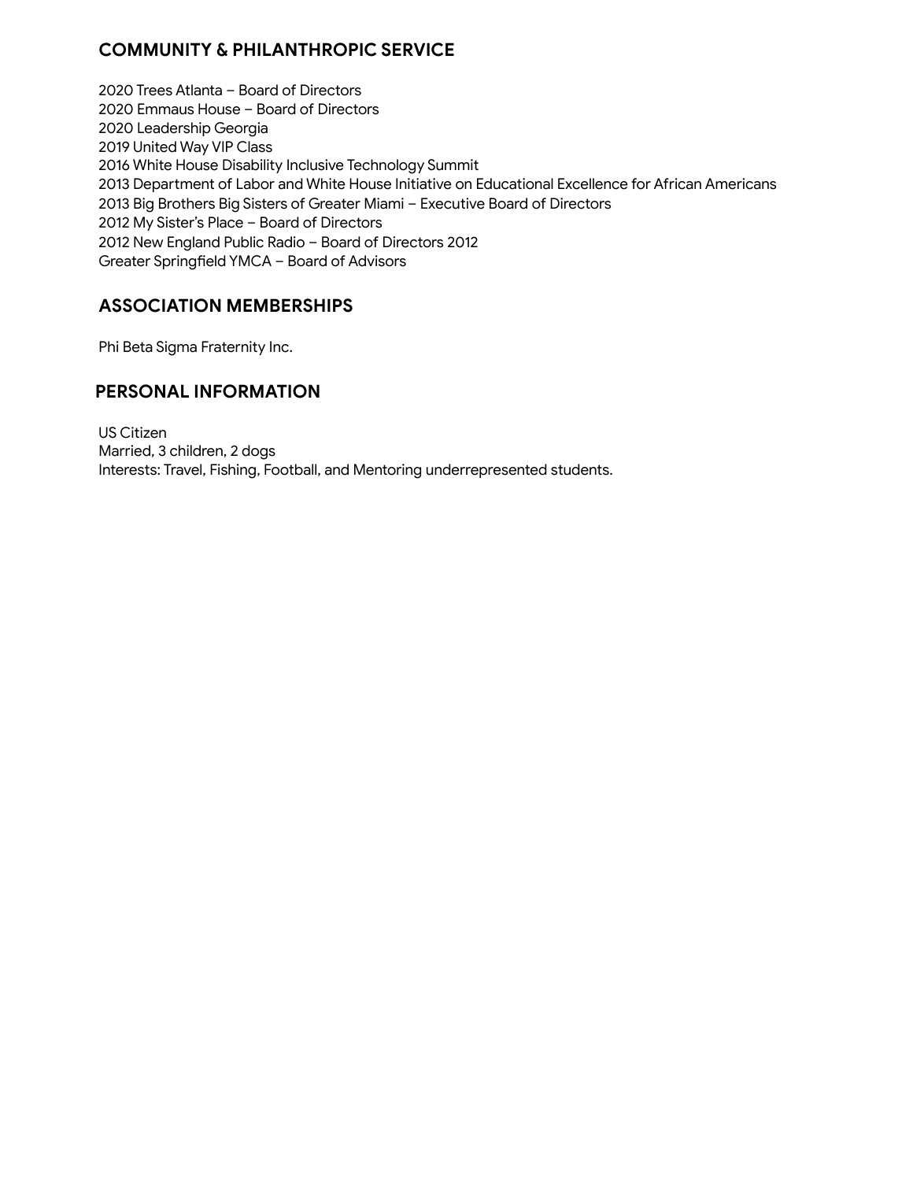## COMMUNITY & PHILANTHROPIC SERVICE

2020 Trees Atlanta – Board of Directors
2020 Emmaus House – Board of Directors
2020 Leadership Georgia
2019 United Way VIP Class
2016 White House Disability Inclusive Technology Summit
2013 Department of Labor and White House Initiative on Educational Excellence for African Americans
2013 Big Brothers Big Sisters of Greater Miami – Executive Board of Directors
2012 My Sister's Place – Board of Directors
2012 New England Public Radio – Board of Directors 2012
Greater Springfield YMCA – Board of Advisors

## ASSOCIATION MEMBERSHIPS

Phi Beta Sigma Fraternity Inc.

## PERSONAL INFORMATION

US Citizen
Married, 3 children, 2 dogs
Interests: Travel, Fishing, Football, and Mentoring underrepresented students.